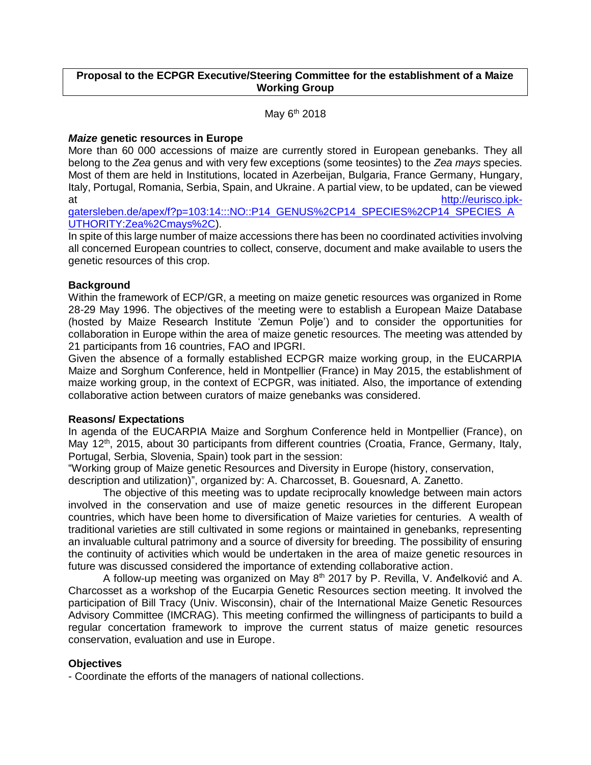**Proposal to the ECPGR Executive/Steering Committee for the establishment of a Maize Working Group**

May 6th 2018

### ***Maize* genetic resources in Europe**

More than 60 000 accessions of maize are currently stored in European genebanks. They all belong to the *Zea* genus and with very few exceptions (some teosintes) to the *Zea mays* species. Most of them are held in Institutions, located in Azerbeijan, Bulgaria, France Germany, Hungary, Italy, Portugal, Romania, Serbia, Spain, and Ukraine. A partial view, to be updated, can be viewed at http://eurisco.ipk-gatersleben.de/apex/f?p=103:14:::NO::P14_GENUS%2CP14_SPECIES%2CP14_SPECIES_AUTHORITY:Zea%2Cmays%2C).

In spite of this large number of maize accessions there has been no coordinated activities involving all concerned European countries to collect, conserve, document and make available to users the genetic resources of this crop.

### **Background**

Within the framework of ECP/GR, a meeting on maize genetic resources was organized in Rome 28-29 May 1996. The objectives of the meeting were to establish a European Maize Database (hosted by Maize Research Institute 'Zemun Polje') and to consider the opportunities for collaboration in Europe within the area of maize genetic resources. The meeting was attended by 21 participants from 16 countries, FAO and IPGRI.

Given the absence of a formally established ECPGR maize working group, in the EUCARPIA Maize and Sorghum Conference, held in Montpellier (France) in May 2015, the establishment of maize working group, in the context of ECPGR, was initiated. Also, the importance of extending collaborative action between curators of maize genebanks was considered.

### **Reasons/ Expectations**

In agenda of the EUCARPIA Maize and Sorghum Conference held in Montpellier (France), on May 12th, 2015, about 30 participants from different countries (Croatia, France, Germany, Italy, Portugal, Serbia, Slovenia, Spain) took part in the session:
"Working group of Maize genetic Resources and Diversity in Europe (history, conservation, description and utilization)", organized by: A. Charcosset, B. Gouesnard, A. Zanetto.

The objective of this meeting was to update reciprocally knowledge between main actors involved in the conservation and use of maize genetic resources in the different European countries, which have been home to diversification of Maize varieties for centuries. A wealth of traditional varieties are still cultivated in some regions or maintained in genebanks, representing an invaluable cultural patrimony and a source of diversity for breeding. The possibility of ensuring the continuity of activities which would be undertaken in the area of maize genetic resources in future was discussed considered the importance of extending collaborative action.

A follow-up meeting was organized on May 8th 2017 by P. Revilla, V. Anđelković and A. Charcosset as a workshop of the Eucarpia Genetic Resources section meeting. It involved the participation of Bill Tracy (Univ. Wisconsin), chair of the International Maize Genetic Resources Advisory Committee (IMCRAG). This meeting confirmed the willingness of participants to build a regular concertation framework to improve the current status of maize genetic resources conservation, evaluation and use in Europe.

### **Objectives**

- Coordinate the efforts of the managers of national collections.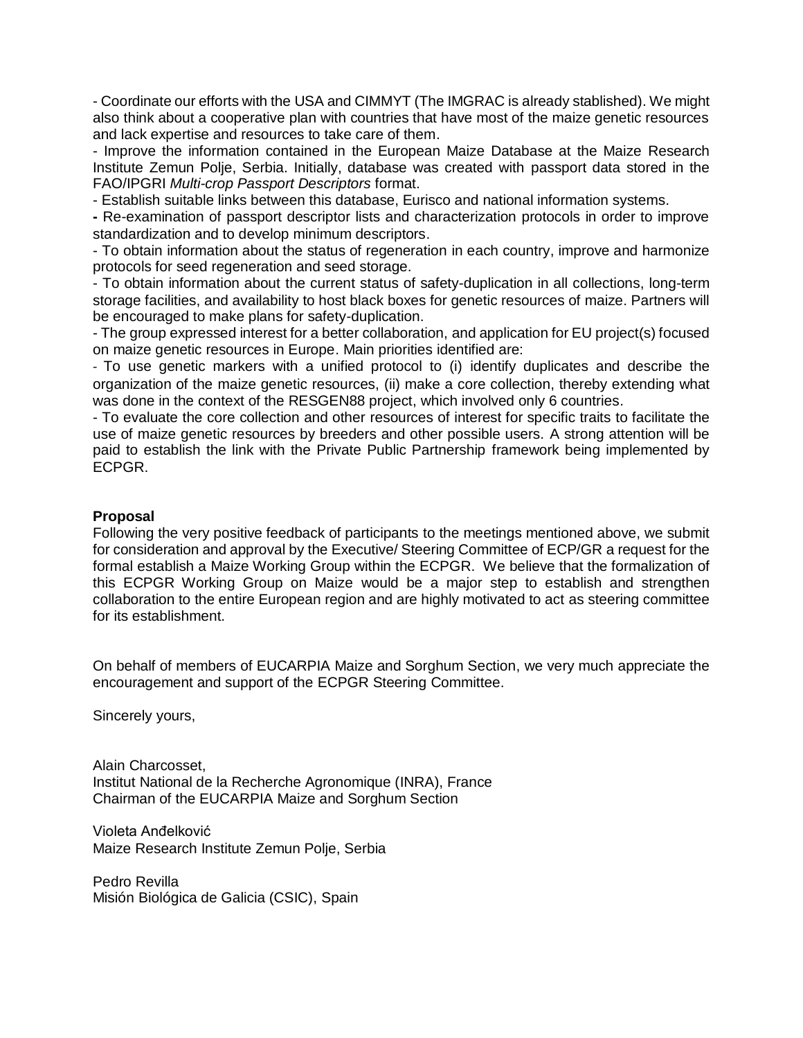- Coordinate our efforts with the USA and CIMMYT (The IMGRAC is already stablished). We might also think about a cooperative plan with countries that have most of the maize genetic resources and lack expertise and resources to take care of them.

- Improve the information contained in the European Maize Database at the Maize Research Institute Zemun Polje, Serbia. Initially, database was created with passport data stored in the FAO/IPGRI *Multi-crop Passport Descriptors* format.

- Establish suitable links between this database, Eurisco and national information systems.

**-** Re-examination of passport descriptor lists and characterization protocols in order to improve standardization and to develop minimum descriptors.

- To obtain information about the status of regeneration in each country, improve and harmonize protocols for seed regeneration and seed storage.

- To obtain information about the current status of safety-duplication in all collections, long-term storage facilities, and availability to host black boxes for genetic resources of maize. Partners will be encouraged to make plans for safety-duplication.

- The group expressed interest for a better collaboration, and application for EU project(s) focused on maize genetic resources in Europe. Main priorities identified are:

- To use genetic markers with a unified protocol to (i) identify duplicates and describe the organization of the maize genetic resources, (ii) make a core collection, thereby extending what was done in the context of the RESGEN88 project, which involved only 6 countries.

- To evaluate the core collection and other resources of interest for specific traits to facilitate the use of maize genetic resources by breeders and other possible users. A strong attention will be paid to establish the link with the Private Public Partnership framework being implemented by ECPGR.

**Proposal**

Following the very positive feedback of participants to the meetings mentioned above, we submit for consideration and approval by the Executive/ Steering Committee of ECP/GR a request for the formal establish a Maize Working Group within the ECPGR. We believe that the formalization of this ECPGR Working Group on Maize would be a major step to establish and strengthen collaboration to the entire European region and are highly motivated to act as steering committee for its establishment.

On behalf of members of EUCARPIA Maize and Sorghum Section, we very much appreciate the encouragement and support of the ECPGR Steering Committee.

Sincerely yours,

Alain Charcosset,
Institut National de la Recherche Agronomique (INRA), France
Chairman of the EUCARPIA Maize and Sorghum Section

Violeta Anđelković
Maize Research Institute Zemun Polje, Serbia

Pedro Revilla
Misión Biológica de Galicia (CSIC), Spain